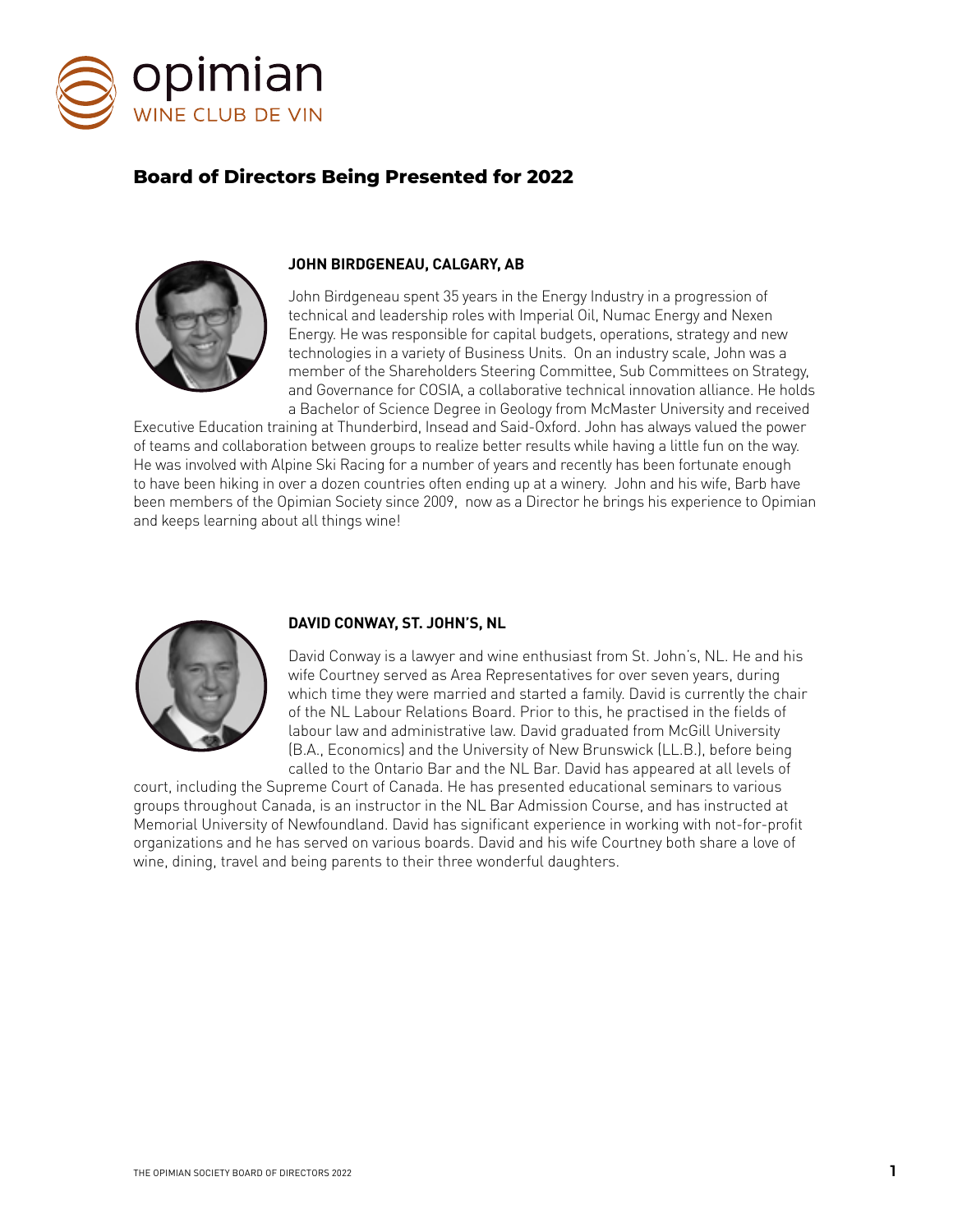opimian

WINE CLUB DE VIN

## Board of Directors Being Presented for 2022

**JOHN BIRDGENEAU, CALGARY, AB**

John Birdgeneau spent 35 years in the Energy Industry in a progression of technical and leadership roles with Imperial Oil, Numac Energy and Nexen Energy. He was responsible for capital budgets, operations, strategy and new technologies in a variety of Business Units. On an industry scale, John was a member of the Shareholders Steering Committee, Sub Committees on Strategy, and Governance for COSIA, a collaborative technical innovation alliance. He holds a Bachelor of Science Degree in Geology from McMaster University and received Executive Education training at Thunderbird, Insead and Said-Oxford. John has always valued the power of teams and collaboration between groups to realize better results while having a little fun on the way. He was involved with Alpine Ski Racing for a number of years and recently has been fortunate enough to have been hiking in over a dozen countries often ending up at a winery. John and his wife, Barb have been members of the Opimian Society since 2009, now as a Director he brings his experience to Opimian and keeps learning about all things wine!

**DAVID CONWAY, ST. JOHN'S, NL**

David Conway is a lawyer and wine enthusiast from St. John's, NL. He and his wife Courtney served as Area Representatives for over seven years, during which time they were married and started a family. David is currently the chair of the NL Labour Relations Board. Prior to this, he practised in the fields of labour law and administrative law. David graduated from McGill University (B.A., Economics) and the University of New Brunswick (LL.B.), before being called to the Ontario Bar and the NL Bar. David has appeared at all levels of court, including the Supreme Court of Canada. He has presented educational seminars to various groups throughout Canada, is an instructor in the NL Bar Admission Course, and has instructed at Memorial University of Newfoundland. David has significant experience in working with not-for-profit organizations and he has served on various boards. David and his wife Courtney both share a love of wine, dining, travel and being parents to their three wonderful daughters.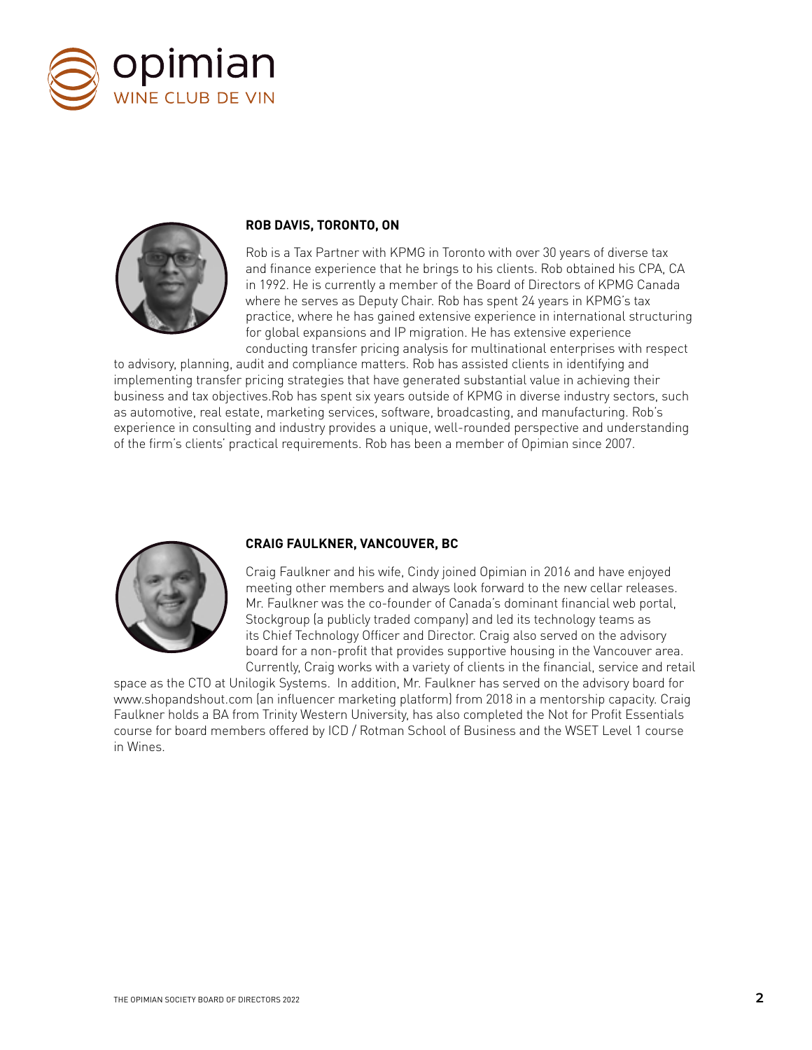### ROB DAVIS, TORONTO, ON

Rob is a Tax Partner with KPMG in Toronto with over 30 years of diverse tax and finance experience that he brings to his clients. Rob obtained his CPA, CA in 1992. He is currently a member of the Board of Directors of KPMG Canada where he serves as Deputy Chair. Rob has spent 24 years in KPMG's tax practice, where he has gained extensive experience in international structuring for global expansions and IP migration. He has extensive experience conducting transfer pricing analysis for multinational enterprises with respect to advisory, planning, audit and compliance matters. Rob has assisted clients in identifying and implementing transfer pricing strategies that have generated substantial value in achieving their business and tax objectives.Rob has spent six years outside of KPMG in diverse industry sectors, such as automotive, real estate, marketing services, software, broadcasting, and manufacturing. Rob's experience in consulting and industry provides a unique, well-rounded perspective and understanding of the firm's clients' practical requirements. Rob has been a member of Opimian since 2007.

### CRAIG FAULKNER, VANCOUVER, BC

Craig Faulkner and his wife, Cindy joined Opimian in 2016 and have enjoyed meeting other members and always look forward to the new cellar releases. Mr. Faulkner was the co-founder of Canada's dominant financial web portal, Stockgroup (a publicly traded company) and led its technology teams as its Chief Technology Officer and Director. Craig also served on the advisory board for a non-profit that provides supportive housing in the Vancouver area. Currently, Craig works with a variety of clients in the financial, service and retail space as the CTO at Unilogik Systems. In addition, Mr. Faulkner has served on the advisory board for www.shopandshout.com (an influencer marketing platform) from 2018 in a mentorship capacity. Craig Faulkner holds a BA from Trinity Western University, has also completed the Not for Profit Essentials course for board members offered by ICD / Rotman School of Business and the WSET Level 1 course in Wines.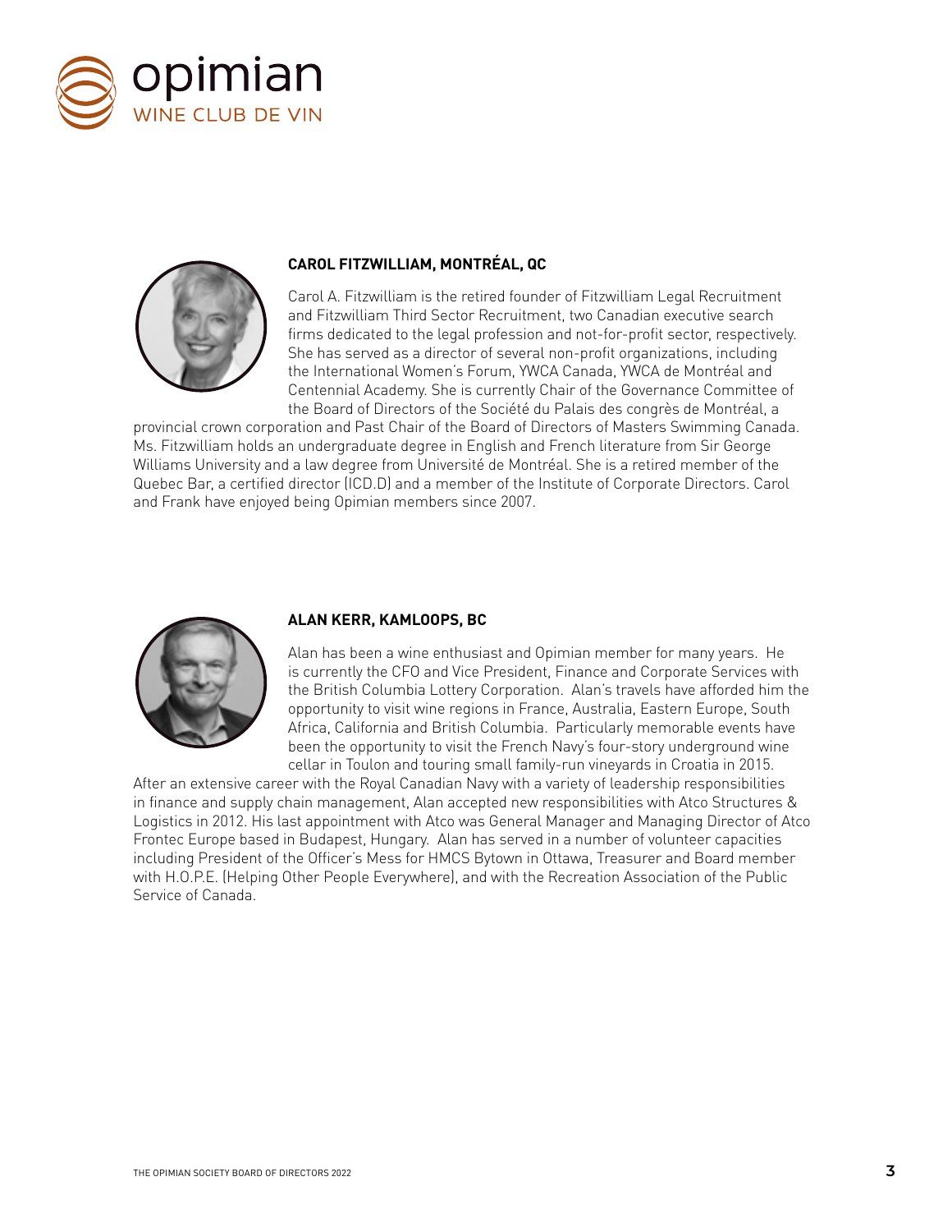## CAROL FITZWILLIAM, MONTRÉAL, QC

Carol A. Fitzwilliam is the retired founder of Fitzwilliam Legal Recruitment and Fitzwilliam Third Sector Recruitment, two Canadian executive search firms dedicated to the legal profession and not-for-profit sector, respectively. She has served as a director of several non-profit organizations, including the International Women's Forum, YWCA Canada, YWCA de Montréal and Centennial Academy. She is currently Chair of the Governance Committee of the Board of Directors of the Société du Palais des congrès de Montréal, a provincial crown corporation and Past Chair of the Board of Directors of Masters Swimming Canada. Ms. Fitzwilliam holds an undergraduate degree in English and French literature from Sir George Williams University and a law degree from Université de Montréal. She is a retired member of the Quebec Bar, a certified director (ICD.D) and a member of the Institute of Corporate Directors. Carol and Frank have enjoyed being Opimian members since 2007.

## ALAN KERR, KAMLOOPS, BC

Alan has been a wine enthusiast and Opimian member for many years. He is currently the CFO and Vice President, Finance and Corporate Services with the British Columbia Lottery Corporation. Alan's travels have afforded him the opportunity to visit wine regions in France, Australia, Eastern Europe, South Africa, California and British Columbia. Particularly memorable events have been the opportunity to visit the French Navy's four-story underground wine cellar in Toulon and touring small family-run vineyards in Croatia in 2015. After an extensive career with the Royal Canadian Navy with a variety of leadership responsibilities in finance and supply chain management, Alan accepted new responsibilities with Atco Structures & Logistics in 2012. His last appointment with Atco was General Manager and Managing Director of Atco Frontec Europe based in Budapest, Hungary. Alan has served in a number of volunteer capacities including President of the Officer's Mess for HMCS Bytown in Ottawa, Treasurer and Board member with H.O.P.E. (Helping Other People Everywhere), and with the Recreation Association of the Public Service of Canada.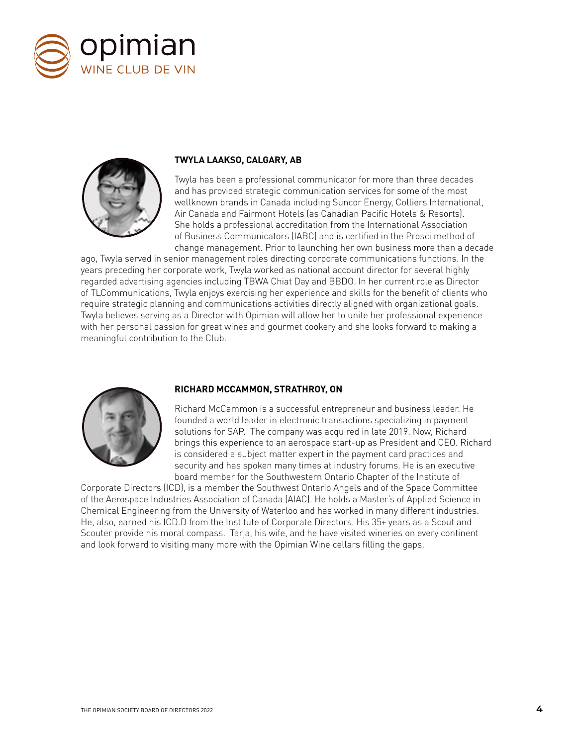## TWYLA LAAKSO, CALGARY, AB

Twyla has been a professional communicator for more than three decades and has provided strategic communication services for some of the most wellknown brands in Canada including Suncor Energy, Colliers International, Air Canada and Fairmont Hotels (as Canadian Pacific Hotels & Resorts). She holds a professional accreditation from the International Association of Business Communicators (IABC) and is certified in the Prosci method of change management. Prior to launching her own business more than a decade ago, Twyla served in senior management roles directing corporate communications functions. In the years preceding her corporate work, Twyla worked as national account director for several highly regarded advertising agencies including TBWA Chiat Day and BBDO. In her current role as Director of TLCommunications, Twyla enjoys exercising her experience and skills for the benefit of clients who require strategic planning and communications activities directly aligned with organizational goals. Twyla believes serving as a Director with Opimian will allow her to unite her professional experience with her personal passion for great wines and gourmet cookery and she looks forward to making a meaningful contribution to the Club.

## RICHARD MCCAMMON, STRATHROY, ON

Richard McCammon is a successful entrepreneur and business leader. He founded a world leader in electronic transactions specializing in payment solutions for SAP. The company was acquired in late 2019. Now, Richard brings this experience to an aerospace start-up as President and CEO. Richard is considered a subject matter expert in the payment card practices and security and has spoken many times at industry forums. He is an executive board member for the Southwestern Ontario Chapter of the Institute of Corporate Directors (ICD), is a member the Southwest Ontario Angels and of the Space Committee of the Aerospace Industries Association of Canada (AIAC). He holds a Master's of Applied Science in Chemical Engineering from the University of Waterloo and has worked in many different industries. He, also, earned his ICD.D from the Institute of Corporate Directors. His 35+ years as a Scout and Scouter provide his moral compass. Tarja, his wife, and he have visited wineries on every continent and look forward to visiting many more with the Opimian Wine cellars filling the gaps.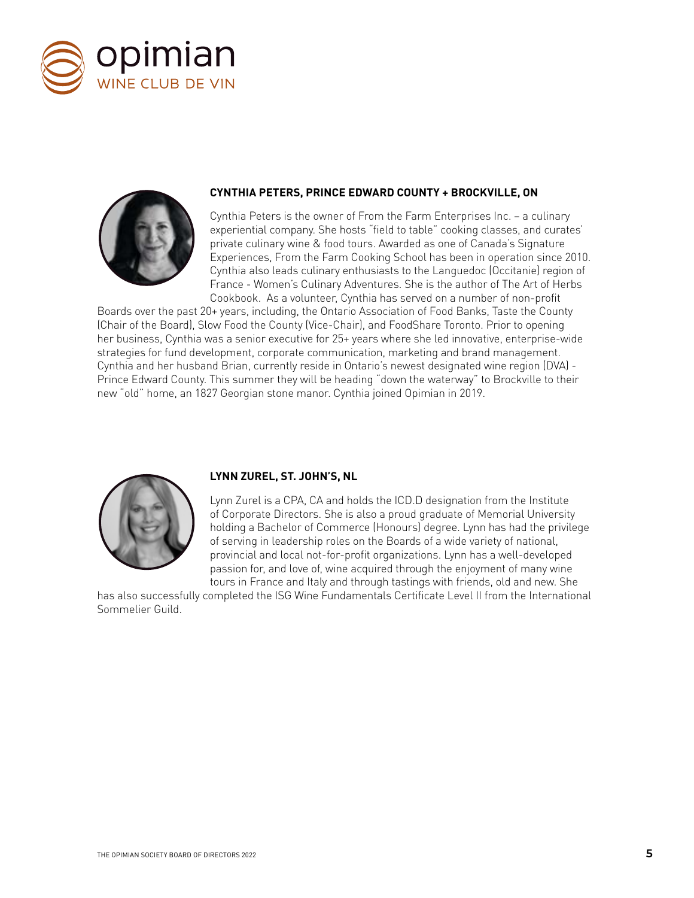### CYNTHIA PETERS, PRINCE EDWARD COUNTY + BROCKVILLE, ON

Cynthia Peters is the owner of From the Farm Enterprises Inc. – a culinary experiential company. She hosts "field to table" cooking classes, and curates' private culinary wine & food tours. Awarded as one of Canada's Signature Experiences, From the Farm Cooking School has been in operation since 2010. Cynthia also leads culinary enthusiasts to the Languedoc (Occitanie) region of France - Women's Culinary Adventures. She is the author of The Art of Herbs Cookbook. As a volunteer, Cynthia has served on a number of non-profit Boards over the past 20+ years, including, the Ontario Association of Food Banks, Taste the County (Chair of the Board), Slow Food the County (Vice-Chair), and FoodShare Toronto. Prior to opening her business, Cynthia was a senior executive for 25+ years where she led innovative, enterprise-wide strategies for fund development, corporate communication, marketing and brand management. Cynthia and her husband Brian, currently reside in Ontario's newest designated wine region (DVA) - Prince Edward County. This summer they will be heading "down the waterway" to Brockville to their new "old" home, an 1827 Georgian stone manor. Cynthia joined Opimian in 2019.

### LYNN ZUREL, ST. JOHN'S, NL

Lynn Zurel is a CPA, CA and holds the ICD.D designation from the Institute of Corporate Directors. She is also a proud graduate of Memorial University holding a Bachelor of Commerce (Honours) degree. Lynn has had the privilege of serving in leadership roles on the Boards of a wide variety of national, provincial and local not-for-profit organizations. Lynn has a well-developed passion for, and love of, wine acquired through the enjoyment of many wine tours in France and Italy and through tastings with friends, old and new. She has also successfully completed the ISG Wine Fundamentals Certificate Level II from the International Sommelier Guild.